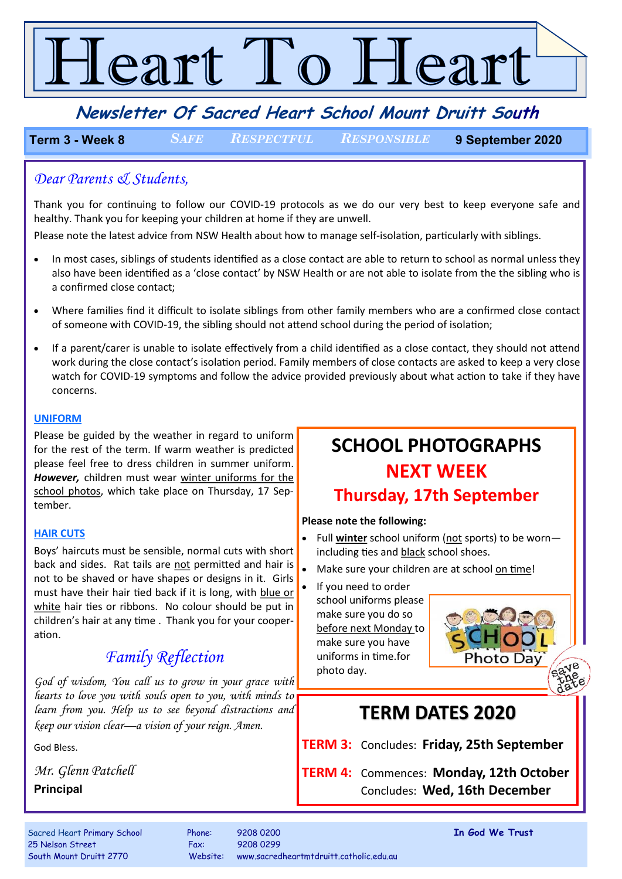# Heart To Heart

## Newsletter Of Sacred Heart School Mount Druitt South

**Term 3 - Week 8** | SAFE RESPECTFUL RESPONSIBLE | **9 September 2020**

*Dear Parents & Students,*

Thank you for continuing to follow our COVID-19 protocols as we do our very best to keep everyone safe and healthy. Thank you for keeping your children at home if they are unwell.

Please note the latest advice from NSW Health about how to manage self-isolation, particularly with siblings.

- In most cases, siblings of students identified as a close contact are able to return to school as normal unless they also have been identified as a 'close contact' by NSW Health or are not able to isolate from the the sibling who is a confirmed close contact;
- Where families find it difficult to isolate siblings from other family members who are a confirmed close contact of someone with COVID-19, the sibling should not attend school during the period of isolation;
- If a parent/carer is unable to isolate effectively from a child identified as a close contact, they should not attend work during the close contact's isolation period. Family members of close contacts are asked to keep a very close watch for COVID-19 symptoms and follow the advice provided previously about what action to take if they have concerns.

### UNIFORM

Please be guided by the weather in regard to uniform for the rest of the term. If warm weather is predicted please feel free to dress children in summer uniform. ***However,*** children must wear winter uniforms for the school photos, which take place on Thursday, 17 September.

### HAIR CUTS

Boys' haircuts must be sensible, normal cuts with short back and sides. Rat tails are not permitted and hair is not to be shaved or have shapes or designs in it. Girls must have their hair tied back if it is long, with blue or white hair ties or ribbons. No colour should be put in children's hair at any time . Thank you for your cooperation.

### *Family Reflection*

*God of wisdom, You call us to grow in your grace with hearts to love you with souls open to you, with minds to learn from you. Help us to see beyond distractions and keep our vision clear—a vision of your reign. Amen.*

God Bless.

*Mr. Glenn Patchell*
**Principal**

## SCHOOL PHOTOGRAPHS NEXT WEEK

### Thursday, 17th September

**Please note the following:**

- Full **winter** school uniform (not sports) to be worn—including ties and black school shoes.
- Make sure your children are at school on time!
- If you need to order school uniforms please make sure you do so before next Monday to make sure you have uniforms in time.for photo day.

## TERM DATES 2020

**TERM 3:** Concludes: **Friday, 25th September**

**TERM 4:** Commences: **Monday, 12th October**
Concludes: **Wed, 16th December**

Sacred Heart Primary School
25 Nelson Street
South Mount Druitt 2770

Phone: 9208 0200
Fax: 9208 0299
Website: www.sacredheartmtdruitt.catholic.edu.au

**In God We Trust**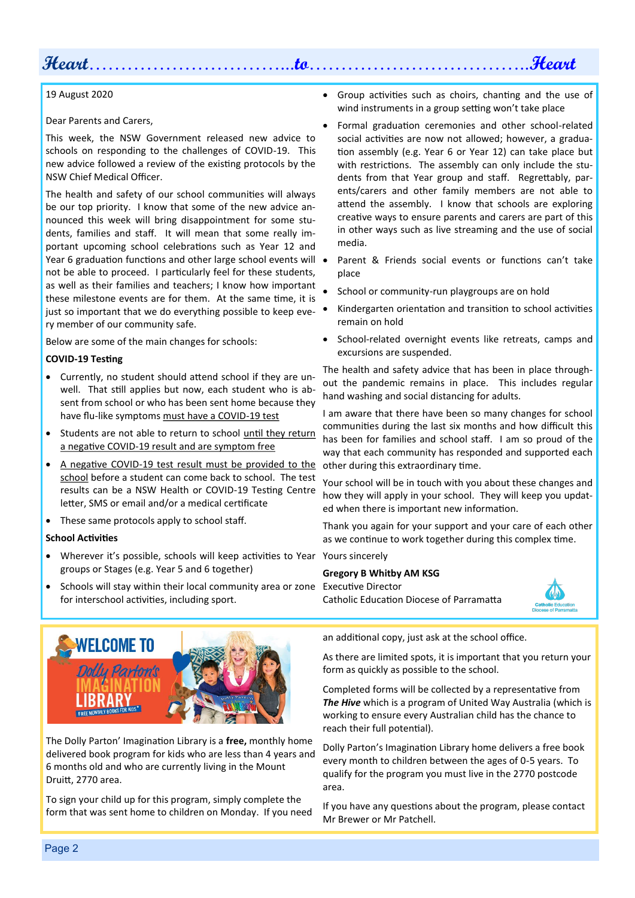19 August 2020

Dear Parents and Carers,

This week, the NSW Government released new advice to schools on responding to the challenges of COVID-19. This new advice followed a review of the existing protocols by the NSW Chief Medical Officer.

The health and safety of our school communities will always be our top priority. I know that some of the new advice announced this week will bring disappointment for some students, families and staff. It will mean that some really important upcoming school celebrations such as Year 12 and Year 6 graduation functions and other large school events will not be able to proceed. I particularly feel for these students, as well as their families and teachers; I know how important these milestone events are for them. At the same time, it is just so important that we do everything possible to keep every member of our community safe.

Below are some of the main changes for schools:

**COVID-19 Testing**

- Currently, no student should attend school if they are unwell. That still applies but now, each student who is absent from school or who has been sent home because they have flu-like symptoms must have a COVID-19 test
- Students are not able to return to school until they return a negative COVID-19 result and are symptom free
- A negative COVID-19 test result must be provided to the school before a student can come back to school. The test results can be a NSW Health or COVID-19 Testing Centre letter, SMS or email and/or a medical certificate
- These same protocols apply to school staff.

**School Activities**

- Wherever it's possible, schools will keep activities to Year groups or Stages (e.g. Year 5 and 6 together)
- Schools will stay within their local community area or zone for interschool activities, including sport.
- Group activities such as choirs, chanting and the use of wind instruments in a group setting won't take place
- Formal graduation ceremonies and other school-related social activities are now not allowed; however, a graduation assembly (e.g. Year 6 or Year 12) can take place but with restrictions. The assembly can only include the students from that Year group and staff. Regrettably, parents/carers and other family members are not able to attend the assembly. I know that schools are exploring creative ways to ensure parents and carers are part of this in other ways such as live streaming and the use of social media.
- Parent & Friends social events or functions can't take place
- School or community-run playgroups are on hold
- Kindergarten orientation and transition to school activities remain on hold
- School-related overnight events like retreats, camps and excursions are suspended.

The health and safety advice that has been in place throughout the pandemic remains in place. This includes regular hand washing and social distancing for adults.

I am aware that there have been so many changes for school communities during the last six months and how difficult this has been for families and school staff. I am so proud of the way that each community has responded and supported each other during this extraordinary time.

Your school will be in touch with you about these changes and how they will apply in your school. They will keep you updated when there is important new information.

Thank you again for your support and your care of each other as we continue to work together during this complex time.

Yours sincerely

**Gregory B Whitby AM KSG**
Executive Director
Catholic Education Diocese of Parramatta

---

## WELCOME TO Dolly Parton's IMAGINATION LIBRARY

The Dolly Parton' Imagination Library is a **free,** monthly home delivered book program for kids who are less than 4 years and 6 months old and who are currently living in the Mount Druitt, 2770 area.

To sign your child up for this program, simply complete the form that was sent home to children on Monday. If you need an additional copy, just ask at the school office.

As there are limited spots, it is important that you return your form as quickly as possible to the school.

Completed forms will be collected by a representative from ***The Hive*** which is a program of United Way Australia (which is working to ensure every Australian child has the chance to reach their full potential).

Dolly Parton's Imagination Library home delivers a free book every month to children between the ages of 0-5 years. To qualify for the program you must live in the 2770 postcode area.

If you have any questions about the program, please contact Mr Brewer or Mr Patchell.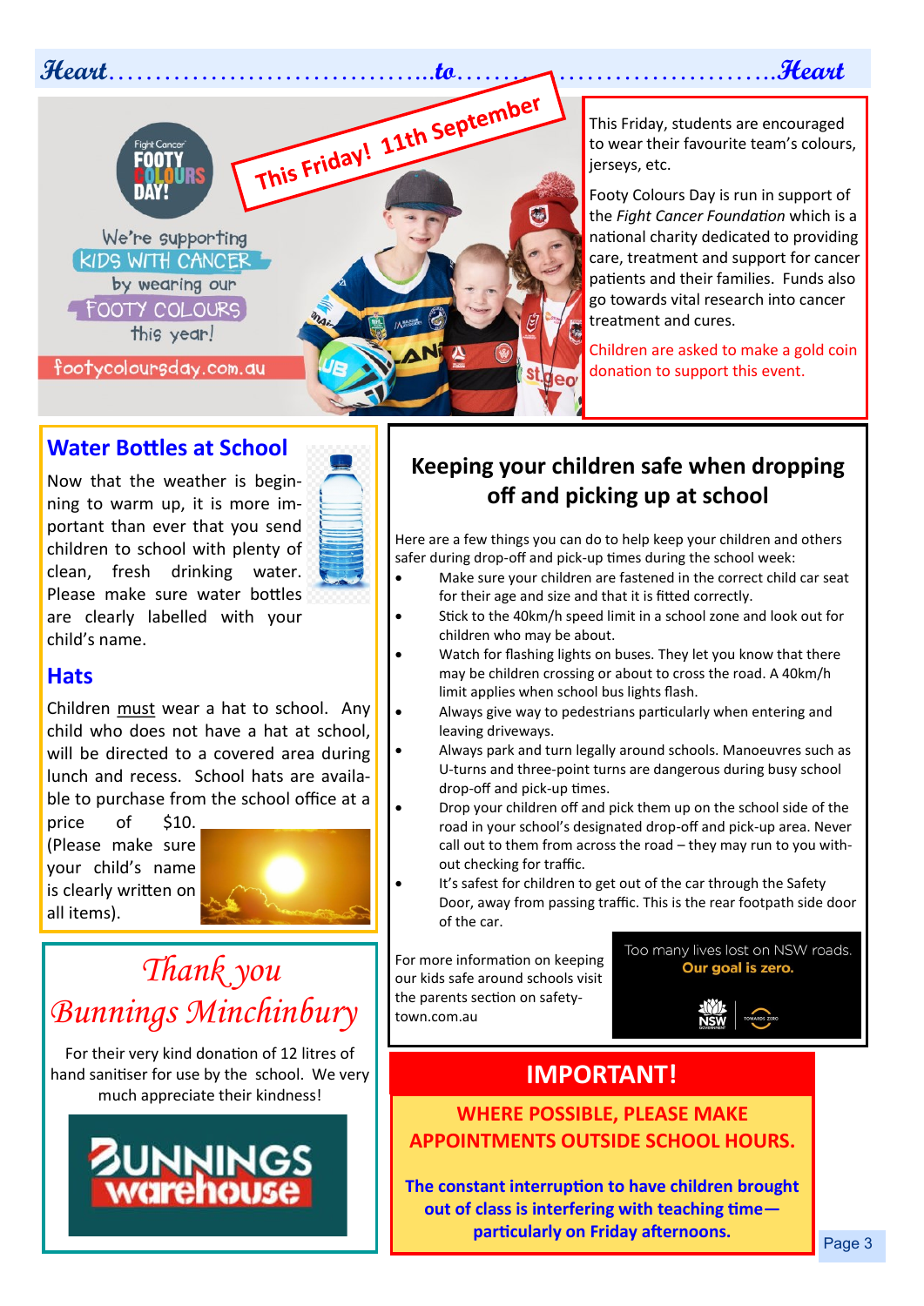# Heart……………………………to……………………………Heart

**This Friday! 11th September**

Fight Cancer FOOTY COLOURS DAY!

We're supporting KIDS WITH CANCER by wearing our FOOTY COLOURS this year!

footycoloursday.com.au

This Friday, students are encouraged to wear their favourite team's colours, jerseys, etc.

Footy Colours Day is run in support of the *Fight Cancer Foundation* which is a national charity dedicated to providing care, treatment and support for cancer patients and their families. Funds also go towards vital research into cancer treatment and cures.

Children are asked to make a gold coin donation to support this event.

## Water Bottles at School

Now that the weather is beginning to warm up, it is more important than ever that you send children to school with plenty of clean, fresh drinking water. Please make sure water bottles are clearly labelled with your child's name.

## Hats

Children must wear a hat to school. Any child who does not have a hat at school, will be directed to a covered area during lunch and recess. School hats are available to purchase from the school office at a price of $10. (Please make sure your child's name is clearly written on all items).

## *Thank you Bunnings Minchinbury*

For their very kind donation of 12 litres of hand sanitiser for use by the school. We very much appreciate their kindness!

BUNNINGS warehouse

## Keeping your children safe when dropping off and picking up at school

Here are a few things you can do to help keep your children and others safer during drop-off and pick-up times during the school week:

- Make sure your children are fastened in the correct child car seat for their age and size and that it is fitted correctly.
- Stick to the 40km/h speed limit in a school zone and look out for children who may be about.
- Watch for flashing lights on buses. They let you know that there may be children crossing or about to cross the road. A 40km/h limit applies when school bus lights flash.
- Always give way to pedestrians particularly when entering and leaving driveways.
- Always park and turn legally around schools. Manoeuvres such as U-turns and three-point turns are dangerous during busy school drop-off and pick-up times.
- Drop your children off and pick them up on the school side of the road in your school's designated drop-off and pick-up area. Never call out to them from across the road – they may run to you without checking for traffic.
- It's safest for children to get out of the car through the Safety Door, away from passing traffic. This is the rear footpath side door of the car.

For more information on keeping our kids safe around schools visit the parents section on safety-town.com.au

Too many lives lost on NSW roads. **Our goal is zero.**

NSW GOVERNMENT | TOWARDS ZERO

## IMPORTANT!

**WHERE POSSIBLE, PLEASE MAKE APPOINTMENTS OUTSIDE SCHOOL HOURS.**

**The constant interruption to have children brought out of class is interfering with teaching time—particularly on Friday afternoons.**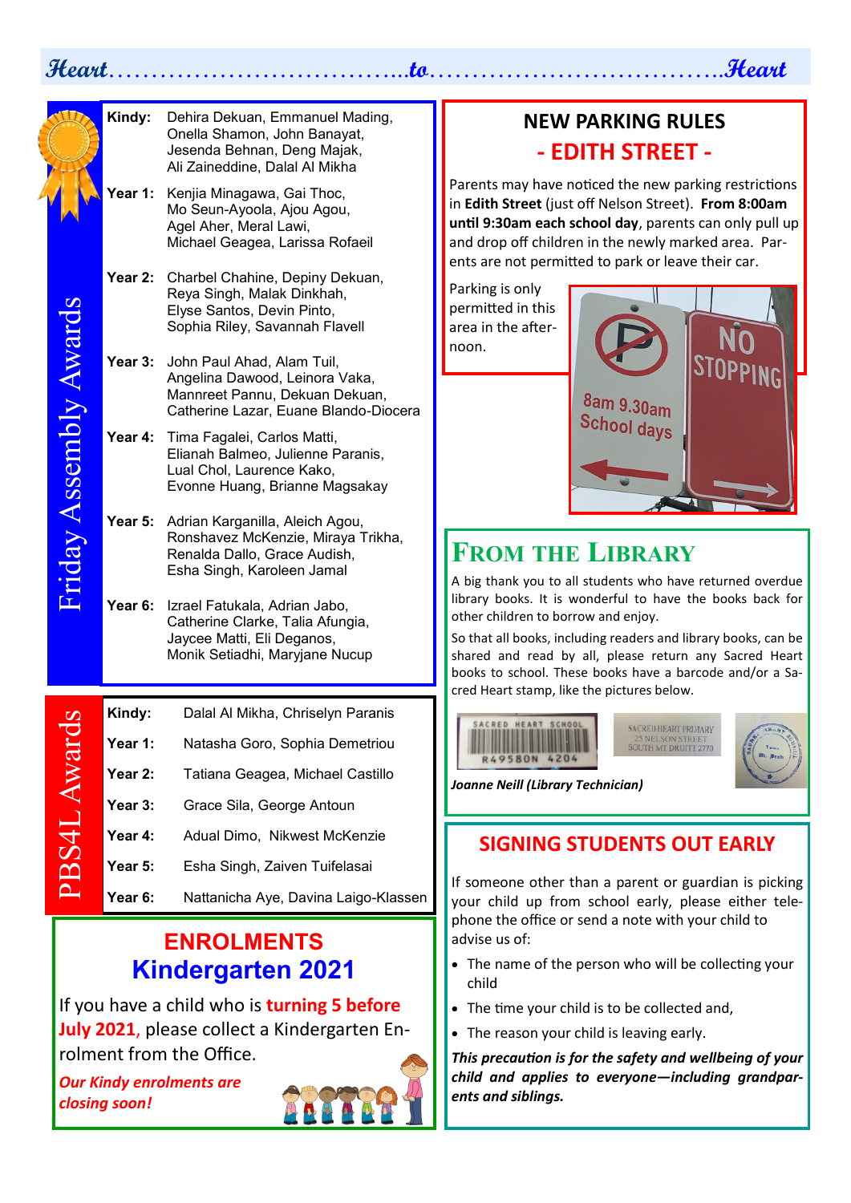## Friday Assembly Awards

| | |
|---|---|
| **Kindy:** | Dehira Dekuan, Emmanuel Mading, Onella Shamon, John Banayat, Jesenda Behnan, Deng Majak, Ali Zaineddine, Dalal Al Mikha |
| **Year 1:** | Kenjia Minagawa, Gai Thoc, Mo Seun-Ayoola, Ajou Agou, Agel Aher, Meral Lawi, Michael Geagea, Larissa Rofaeil |
| **Year 2:** | Charbel Chahine, Depiny Dekuan, Reya Singh, Malak Dinkhah, Elyse Santos, Devin Pinto, Sophia Riley, Savannah Flavell |
| **Year 3:** | John Paul Ahad, Alam Tuil, Angelina Dawood, Leinora Vaka, Mannreet Pannu, Dekuan Dekuan, Catherine Lazar, Euane Blando-Diocera |
| **Year 4:** | Tima Fagalei, Carlos Matti, Elianah Balmeo, Julienne Paranis, Lual Chol, Laurence Kako, Evonne Huang, Brianne Magsakay |
| **Year 5:** | Adrian Karganilla, Aleich Agou, Ronshavez McKenzie, Miraya Trikha, Renalda Dallo, Grace Audish, Esha Singh, Karoleen Jamal |
| **Year 6:** | Izrael Fatukala, Adrian Jabo, Catherine Clarke, Talia Afungia, Jaycee Matti, Eli Deganos, Monik Setiadhi, Maryjane Nucup |

## PBS4L Awards

| | |
|---|---|
| **Kindy:** | Dalal Al Mikha, Chriselyn Paranis |
| **Year 1:** | Natasha Goro, Sophia Demetriou |
| **Year 2:** | Tatiana Geagea, Michael Castillo |
| **Year 3:** | Grace Sila, George Antoun |
| **Year 4:** | Adual Dimo, Nikwest McKenzie |
| **Year 5:** | Esha Singh, Zaiven Tuifelasai |
| **Year 6:** | Nattanicha Aye, Davina Laigo-Klassen |

## ENROLMENTS
## Kindergarten 2021

If you have a child who is **turning 5 before July 2021**, please collect a Kindergarten Enrolment from the Office.

***Our Kindy enrolments are closing soon!***

## NEW PARKING RULES
## - EDITH STREET -

Parents may have noticed the new parking restrictions in **Edith Street** (just off Nelson Street). **From 8:00am until 9:30am each school day**, parents can only pull up and drop off children in the newly marked area. Parents are not permitted to park or leave their car.

Parking is only permitted in this area in the afternoon.

## FROM THE LIBRARY

A big thank you to all students who have returned overdue library books. It is wonderful to have the books back for other children to borrow and enjoy.

So that all books, including readers and library books, can be shared and read by all, please return any Sacred Heart books to school. These books have a barcode and/or a Sacred Heart stamp, like the pictures below.

***Joanne Neill (Library Technician)***

## SIGNING STUDENTS OUT EARLY

If someone other than a parent or guardian is picking your child up from school early, please either telephone the office or send a note with your child to advise us of:

- The name of the person who will be collecting your child
- The time your child is to be collected and,
- The reason your child is leaving early.

***This precaution is for the safety and wellbeing of your child and applies to everyone—including grandparents and siblings.***